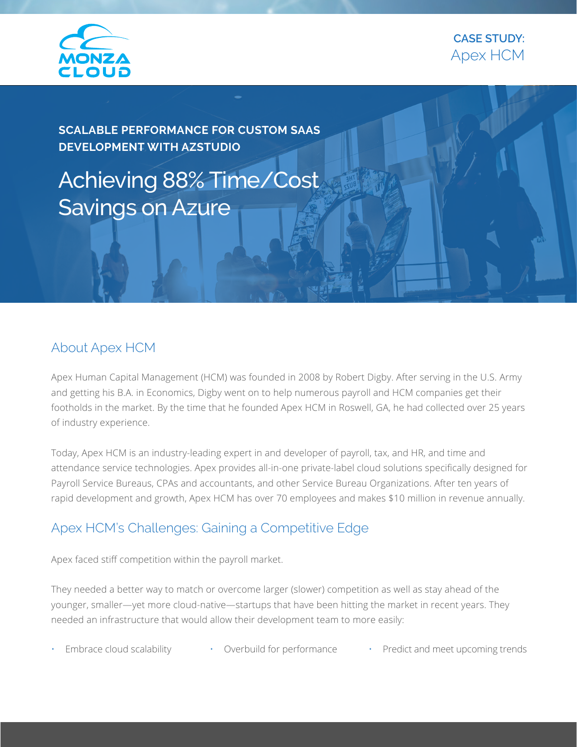MONZA CLOUD

**CASE STUDY:**
Apex HCM

**SCALABLE PERFORMANCE FOR CUSTOM SAAS DEVELOPMENT WITH AZSTUDIO**

# Achieving 88% Time/Cost Savings on Azure

## About Apex HCM

Apex Human Capital Management (HCM) was founded in 2008 by Robert Digby. After serving in the U.S. Army and getting his B.A. in Economics, Digby went on to help numerous payroll and HCM companies get their footholds in the market. By the time that he founded Apex HCM in Roswell, GA, he had collected over 25 years of industry experience.

Today, Apex HCM is an industry-leading expert in and developer of payroll, tax, and HR, and time and attendance service technologies. Apex provides all-in-one private-label cloud solutions specifically designed for Payroll Service Bureaus, CPAs and accountants, and other Service Bureau Organizations. After ten years of rapid development and growth, Apex HCM has over 70 employees and makes $10 million in revenue annually.

## Apex HCM's Challenges: Gaining a Competitive Edge

Apex faced stiff competition within the payroll market.

They needed a better way to match or overcome larger (slower) competition as well as stay ahead of the younger, smaller—yet more cloud-native—startups that have been hitting the market in recent years. They needed an infrastructure that would allow their development team to more easily:

- Embrace cloud scalability
- Overbuild for performance
- Predict and meet upcoming trends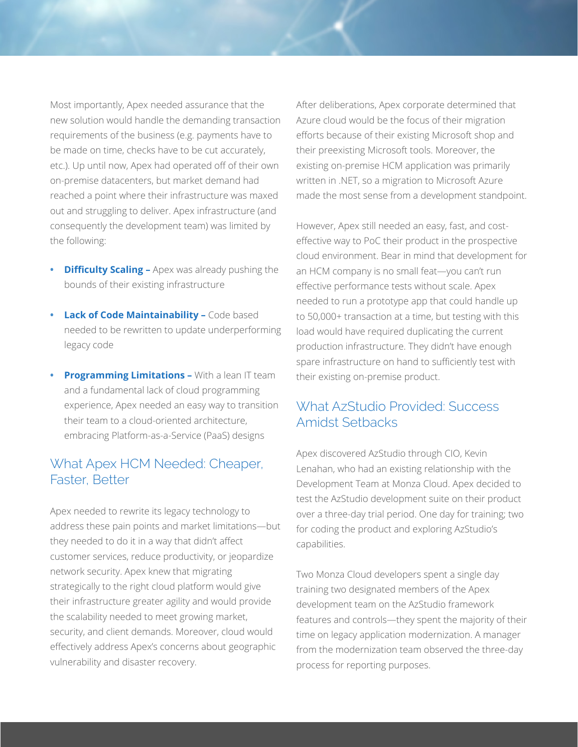Most importantly, Apex needed assurance that the new solution would handle the demanding transaction requirements of the business (e.g. payments have to be made on time, checks have to be cut accurately, etc.). Up until now, Apex had operated off of their own on-premise datacenters, but market demand had reached a point where their infrastructure was maxed out and struggling to deliver. Apex infrastructure (and consequently the development team) was limited by the following:

- **Difficulty Scaling –** Apex was already pushing the bounds of their existing infrastructure
- **Lack of Code Maintainability –** Code based needed to be rewritten to update underperforming legacy code
- **Programming Limitations –** With a lean IT team and a fundamental lack of cloud programming experience, Apex needed an easy way to transition their team to a cloud-oriented architecture, embracing Platform-as-a-Service (PaaS) designs

## What Apex HCM Needed: Cheaper, Faster, Better

Apex needed to rewrite its legacy technology to address these pain points and market limitations—but they needed to do it in a way that didn't affect customer services, reduce productivity, or jeopardize network security. Apex knew that migrating strategically to the right cloud platform would give their infrastructure greater agility and would provide the scalability needed to meet growing market, security, and client demands. Moreover, cloud would effectively address Apex's concerns about geographic vulnerability and disaster recovery.

After deliberations, Apex corporate determined that Azure cloud would be the focus of their migration efforts because of their existing Microsoft shop and their preexisting Microsoft tools. Moreover, the existing on-premise HCM application was primarily written in .NET, so a migration to Microsoft Azure made the most sense from a development standpoint.

However, Apex still needed an easy, fast, and cost-effective way to PoC their product in the prospective cloud environment. Bear in mind that development for an HCM company is no small feat—you can't run effective performance tests without scale. Apex needed to run a prototype app that could handle up to 50,000+ transaction at a time, but testing with this load would have required duplicating the current production infrastructure. They didn't have enough spare infrastructure on hand to sufficiently test with their existing on-premise product.

## What AzStudio Provided: Success Amidst Setbacks

Apex discovered AzStudio through CIO, Kevin Lenahan, who had an existing relationship with the Development Team at Monza Cloud. Apex decided to test the AzStudio development suite on their product over a three-day trial period. One day for training; two for coding the product and exploring AzStudio's capabilities.

Two Monza Cloud developers spent a single day training two designated members of the Apex development team on the AzStudio framework features and controls—they spent the majority of their time on legacy application modernization. A manager from the modernization team observed the three-day process for reporting purposes.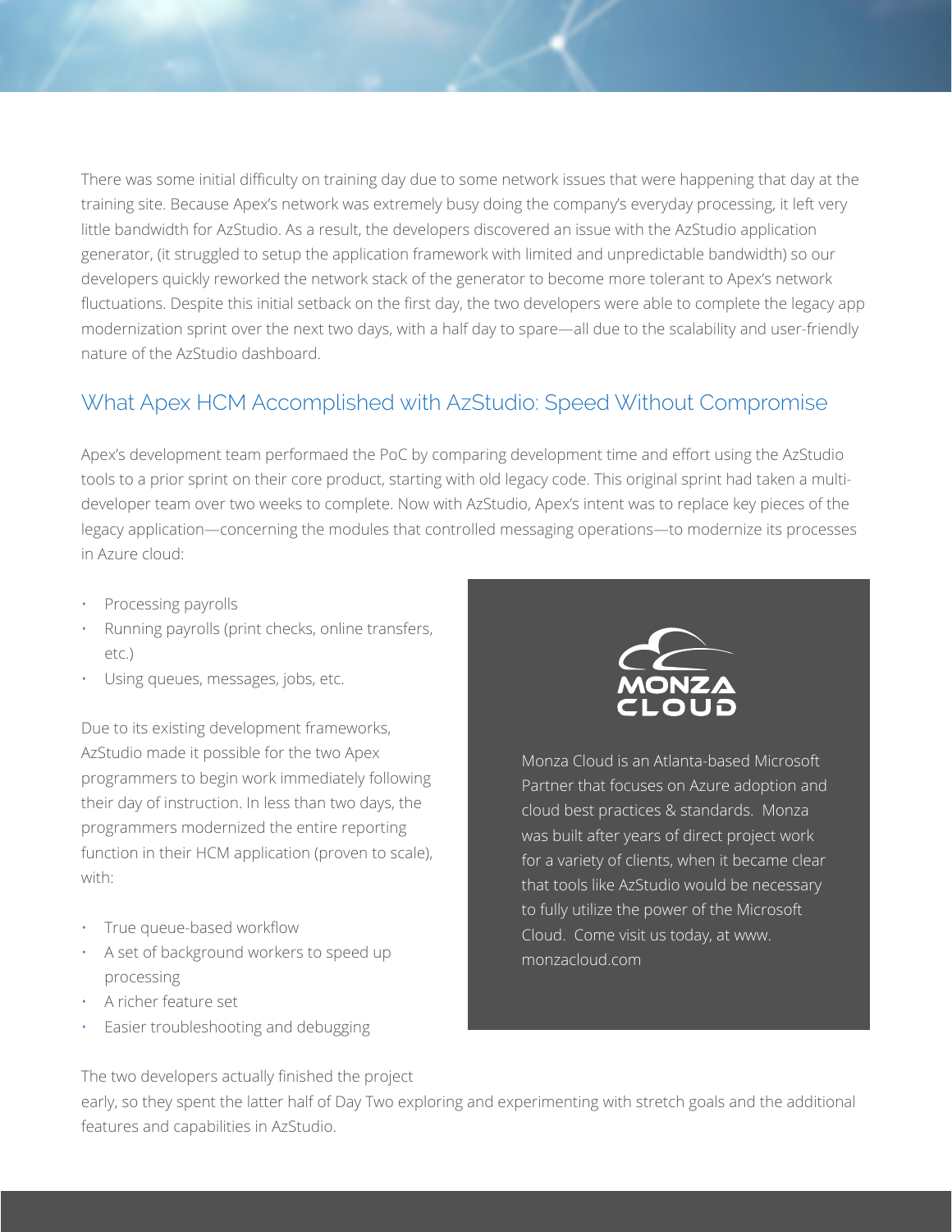There was some initial difficulty on training day due to some network issues that were happening that day at the training site. Because Apex's network was extremely busy doing the company's everyday processing, it left very little bandwidth for AzStudio. As a result, the developers discovered an issue with the AzStudio application generator, (it struggled to setup the application framework with limited and unpredictable bandwidth) so our developers quickly reworked the network stack of the generator to become more tolerant to Apex's network fluctuations. Despite this initial setback on the first day, the two developers were able to complete the legacy app modernization sprint over the next two days, with a half day to spare—all due to the scalability and user-friendly nature of the AzStudio dashboard.

## What Apex HCM Accomplished with AzStudio: Speed Without Compromise

Apex's development team performaed the PoC by comparing development time and effort using the AzStudio tools to a prior sprint on their core product, starting with old legacy code. This original sprint had taken a multi-developer team over two weeks to complete. Now with AzStudio, Apex's intent was to replace key pieces of the legacy application—concerning the modules that controlled messaging operations—to modernize its processes in Azure cloud:

- Processing payrolls
- Running payrolls (print checks, online transfers, etc.)
- Using queues, messages, jobs, etc.

Due to its existing development frameworks, AzStudio made it possible for the two Apex programmers to begin work immediately following their day of instruction. In less than two days, the programmers modernized the entire reporting function in their HCM application (proven to scale), with:

- True queue-based workflow
- A set of background workers to speed up processing
- A richer feature set
- Easier troubleshooting and debugging

The two developers actually finished the project early, so they spent the latter half of Day Two exploring and experimenting with stretch goals and the additional features and capabilities in AzStudio.

MONZA CLOUD

Monza Cloud is an Atlanta-based Microsoft Partner that focuses on Azure adoption and cloud best practices & standards. Monza was built after years of direct project work for a variety of clients, when it became clear that tools like AzStudio would be necessary to fully utilize the power of the Microsoft Cloud. Come visit us today, at www.monzacloud.com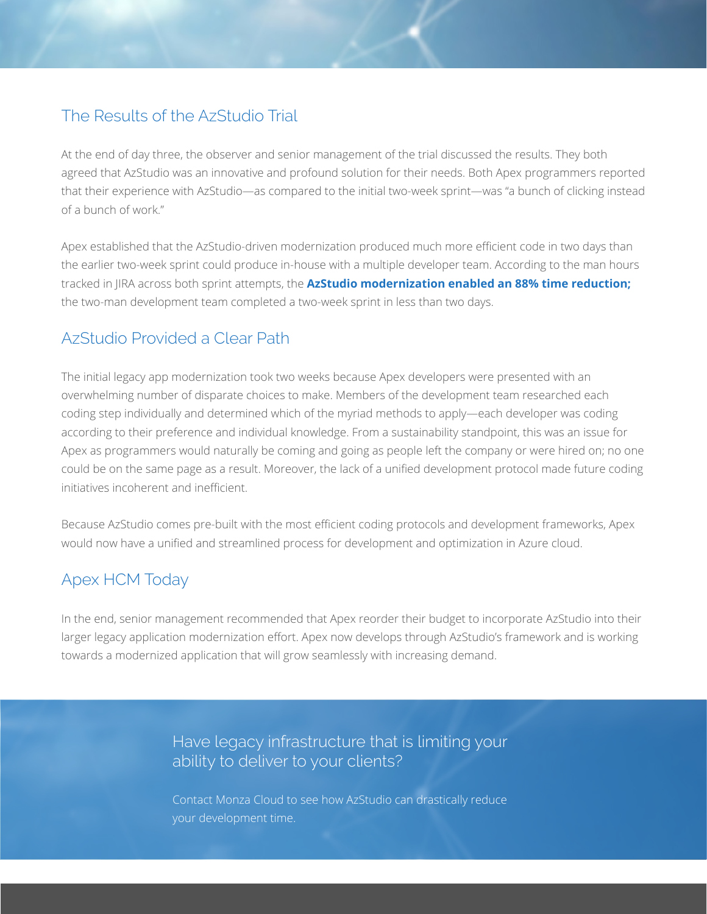## The Results of the AzStudio Trial

At the end of day three, the observer and senior management of the trial discussed the results. They both agreed that AzStudio was an innovative and profound solution for their needs. Both Apex programmers reported that their experience with AzStudio—as compared to the initial two-week sprint—was "a bunch of clicking instead of a bunch of work."

Apex established that the AzStudio-driven modernization produced much more efficient code in two days than the earlier two-week sprint could produce in-house with a multiple developer team. According to the man hours tracked in JIRA across both sprint attempts, the **AzStudio modernization enabled an 88% time reduction;** the two-man development team completed a two-week sprint in less than two days.

## AzStudio Provided a Clear Path

The initial legacy app modernization took two weeks because Apex developers were presented with an overwhelming number of disparate choices to make. Members of the development team researched each coding step individually and determined which of the myriad methods to apply—each developer was coding according to their preference and individual knowledge. From a sustainability standpoint, this was an issue for Apex as programmers would naturally be coming and going as people left the company or were hired on; no one could be on the same page as a result. Moreover, the lack of a unified development protocol made future coding initiatives incoherent and inefficient.

Because AzStudio comes pre-built with the most efficient coding protocols and development frameworks, Apex would now have a unified and streamlined process for development and optimization in Azure cloud.

## Apex HCM Today

In the end, senior management recommended that Apex reorder their budget to incorporate AzStudio into their larger legacy application modernization effort. Apex now develops through AzStudio's framework and is working towards a modernized application that will grow seamlessly with increasing demand.

Have legacy infrastructure that is limiting your ability to deliver to your clients?

Contact Monza Cloud to see how AzStudio can drastically reduce your development time.